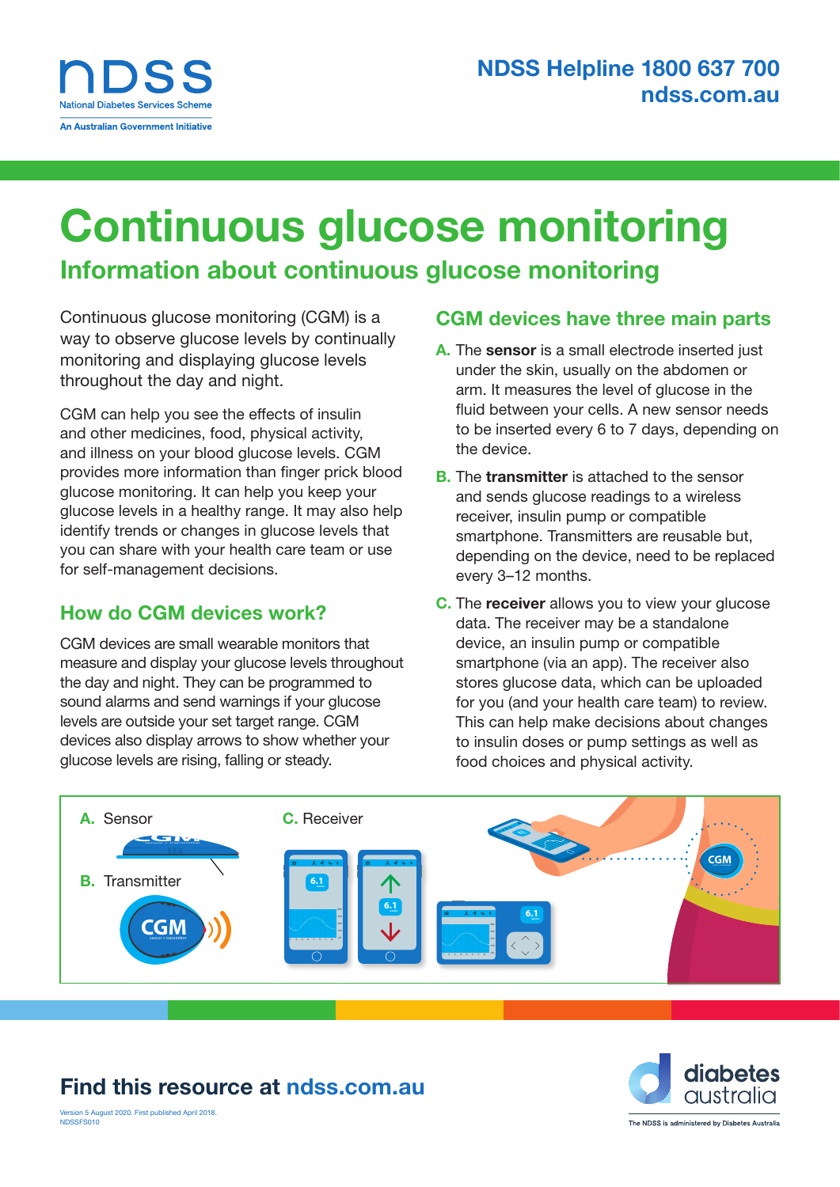NDSS Helpline 1800 637 700
ndss.com.au

# Continuous glucose monitoring

## Information about continuous glucose monitoring

Continuous glucose monitoring (CGM) is a way to observe glucose levels by continually monitoring and displaying glucose levels throughout the day and night.

CGM can help you see the effects of insulin and other medicines, food, physical activity, and illness on your blood glucose levels. CGM provides more information than finger prick blood glucose monitoring. It can help you keep your glucose levels in a healthy range. It may also help identify trends or changes in glucose levels that you can share with your health care team or use for self-management decisions.

### How do CGM devices work?

CGM devices are small wearable monitors that measure and display your glucose levels throughout the day and night. They can be programmed to sound alarms and send warnings if your glucose levels are outside your set target range. CGM devices also display arrows to show whether your glucose levels are rising, falling or steady.

### CGM devices have three main parts

**A.** The **sensor** is a small electrode inserted just under the skin, usually on the abdomen or arm. It measures the level of glucose in the fluid between your cells. A new sensor needs to be inserted every 6 to 7 days, depending on the device.

**B.** The **transmitter** is attached to the sensor and sends glucose readings to a wireless receiver, insulin pump or compatible smartphone. Transmitters are reusable but, depending on the device, need to be replaced every 3–12 months.

**C.** The **receiver** allows you to view your glucose data. The receiver may be a standalone device, an insulin pump or compatible smartphone (via an app). The receiver also stores glucose data, which can be uploaded for you (and your health care team) to review. This can help make decisions about changes to insulin doses or pump settings as well as food choices and physical activity.

A. Sensor

B. Transmitter

C. Receiver

## Find this resource at ndss.com.au

Version 5 August 2020. First published April 2018.
NDSSFS010

The NDSS is administered by Diabetes Australia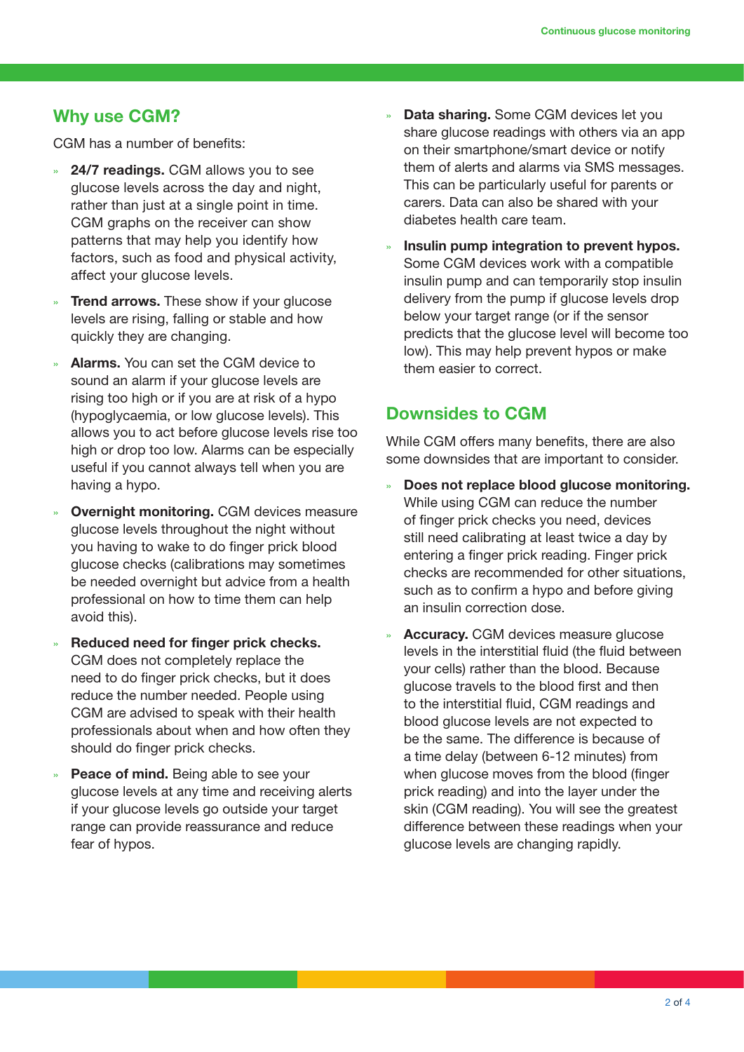## Why use CGM?

CGM has a number of benefits:

- **24/7 readings.** CGM allows you to see glucose levels across the day and night, rather than just at a single point in time. CGM graphs on the receiver can show patterns that may help you identify how factors, such as food and physical activity, affect your glucose levels.
- **Trend arrows.** These show if your glucose levels are rising, falling or stable and how quickly they are changing.
- **Alarms.** You can set the CGM device to sound an alarm if your glucose levels are rising too high or if you are at risk of a hypo (hypoglycaemia, or low glucose levels). This allows you to act before glucose levels rise too high or drop too low. Alarms can be especially useful if you cannot always tell when you are having a hypo.
- **Overnight monitoring.** CGM devices measure glucose levels throughout the night without you having to wake to do finger prick blood glucose checks (calibrations may sometimes be needed overnight but advice from a health professional on how to time them can help avoid this).
- **Reduced need for finger prick checks.** CGM does not completely replace the need to do finger prick checks, but it does reduce the number needed. People using CGM are advised to speak with their health professionals about when and how often they should do finger prick checks.
- **Peace of mind.** Being able to see your glucose levels at any time and receiving alerts if your glucose levels go outside your target range can provide reassurance and reduce fear of hypos.
- **Data sharing.** Some CGM devices let you share glucose readings with others via an app on their smartphone/smart device or notify them of alerts and alarms via SMS messages. This can be particularly useful for parents or carers. Data can also be shared with your diabetes health care team.
- **Insulin pump integration to prevent hypos.** Some CGM devices work with a compatible insulin pump and can temporarily stop insulin delivery from the pump if glucose levels drop below your target range (or if the sensor predicts that the glucose level will become too low). This may help prevent hypos or make them easier to correct.

## Downsides to CGM

While CGM offers many benefits, there are also some downsides that are important to consider.

- **Does not replace blood glucose monitoring.** While using CGM can reduce the number of finger prick checks you need, devices still need calibrating at least twice a day by entering a finger prick reading. Finger prick checks are recommended for other situations, such as to confirm a hypo and before giving an insulin correction dose.
- **Accuracy.** CGM devices measure glucose levels in the interstitial fluid (the fluid between your cells) rather than the blood. Because glucose travels to the blood first and then to the interstitial fluid, CGM readings and blood glucose levels are not expected to be the same. The difference is because of a time delay (between 6-12 minutes) from when glucose moves from the blood (finger prick reading) and into the layer under the skin (CGM reading). You will see the greatest difference between these readings when your glucose levels are changing rapidly.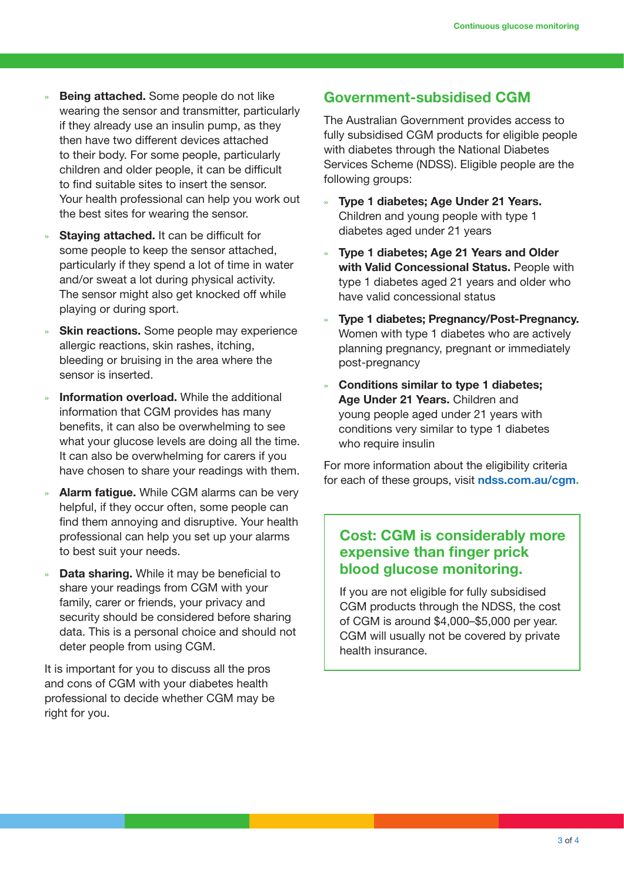- **Being attached.** Some people do not like wearing the sensor and transmitter, particularly if they already use an insulin pump, as they then have two different devices attached to their body. For some people, particularly children and older people, it can be difficult to find suitable sites to insert the sensor. Your health professional can help you work out the best sites for wearing the sensor.
- **Staying attached.** It can be difficult for some people to keep the sensor attached, particularly if they spend a lot of time in water and/or sweat a lot during physical activity. The sensor might also get knocked off while playing or during sport.
- **Skin reactions.** Some people may experience allergic reactions, skin rashes, itching, bleeding or bruising in the area where the sensor is inserted.
- **Information overload.** While the additional information that CGM provides has many benefits, it can also be overwhelming to see what your glucose levels are doing all the time. It can also be overwhelming for carers if you have chosen to share your readings with them.
- **Alarm fatigue.** While CGM alarms can be very helpful, if they occur often, some people can find them annoying and disruptive. Your health professional can help you set up your alarms to best suit your needs.
- **Data sharing.** While it may be beneficial to share your readings from CGM with your family, carer or friends, your privacy and security should be considered before sharing data. This is a personal choice and should not deter people from using CGM.

It is important for you to discuss all the pros and cons of CGM with your diabetes health professional to decide whether CGM may be right for you.

## Government-subsidised CGM

The Australian Government provides access to fully subsidised CGM products for eligible people with diabetes through the National Diabetes Services Scheme (NDSS). Eligible people are the following groups:

- **Type 1 diabetes; Age Under 21 Years.** Children and young people with type 1 diabetes aged under 21 years
- **Type 1 diabetes; Age 21 Years and Older with Valid Concessional Status.** People with type 1 diabetes aged 21 years and older who have valid concessional status
- **Type 1 diabetes; Pregnancy/Post-Pregnancy.** Women with type 1 diabetes who are actively planning pregnancy, pregnant or immediately post-pregnancy
- **Conditions similar to type 1 diabetes; Age Under 21 Years.** Children and young people aged under 21 years with conditions very similar to type 1 diabetes who require insulin

For more information about the eligibility criteria for each of these groups, visit **ndss.com.au/cgm.**

### Cost: CGM is considerably more expensive than finger prick blood glucose monitoring.

If you are not eligible for fully subsidised CGM products through the NDSS, the cost of CGM is around $4,000–$5,000 per year. CGM will usually not be covered by private health insurance.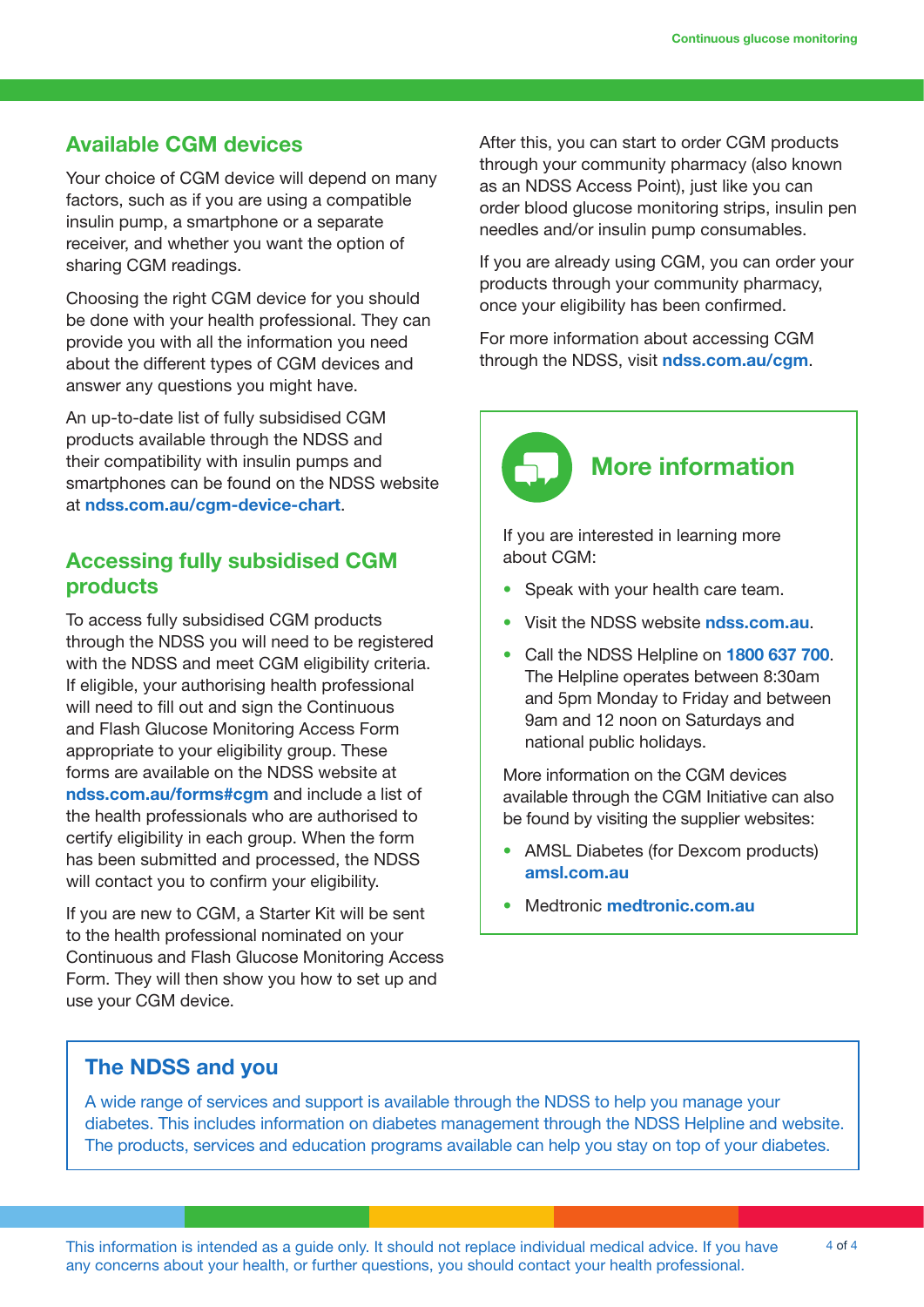## Available CGM devices

Your choice of CGM device will depend on many factors, such as if you are using a compatible insulin pump, a smartphone or a separate receiver, and whether you want the option of sharing CGM readings.

Choosing the right CGM device for you should be done with your health professional. They can provide you with all the information you need about the different types of CGM devices and answer any questions you might have.

An up-to-date list of fully subsidised CGM products available through the NDSS and their compatibility with insulin pumps and smartphones can be found on the NDSS website at **ndss.com.au/cgm-device-chart**.

## Accessing fully subsidised CGM products

To access fully subsidised CGM products through the NDSS you will need to be registered with the NDSS and meet CGM eligibility criteria. If eligible, your authorising health professional will need to fill out and sign the Continuous and Flash Glucose Monitoring Access Form appropriate to your eligibility group. These forms are available on the NDSS website at **ndss.com.au/forms#cgm** and include a list of the health professionals who are authorised to certify eligibility in each group. When the form has been submitted and processed, the NDSS will contact you to confirm your eligibility.

If you are new to CGM, a Starter Kit will be sent to the health professional nominated on your Continuous and Flash Glucose Monitoring Access Form. They will then show you how to set up and use your CGM device.

After this, you can start to order CGM products through your community pharmacy (also known as an NDSS Access Point), just like you can order blood glucose monitoring strips, insulin pen needles and/or insulin pump consumables.

If you are already using CGM, you can order your products through your community pharmacy, once your eligibility has been confirmed.

For more information about accessing CGM through the NDSS, visit **ndss.com.au/cgm**.

## More information

If you are interested in learning more about CGM:

- Speak with your health care team.
- Visit the NDSS website **ndss.com.au**.
- Call the NDSS Helpline on **1800 637 700**. The Helpline operates between 8:30am and 5pm Monday to Friday and between 9am and 12 noon on Saturdays and national public holidays.

More information on the CGM devices available through the CGM Initiative can also be found by visiting the supplier websites:

- AMSL Diabetes (for Dexcom products) **amsl.com.au**
- Medtronic **medtronic.com.au**

## The NDSS and you

A wide range of services and support is available through the NDSS to help you manage your diabetes. This includes information on diabetes management through the NDSS Helpline and website. The products, services and education programs available can help you stay on top of your diabetes.

This information is intended as a guide only. It should not replace individual medical advice. If you have any concerns about your health, or further questions, you should contact your health professional.